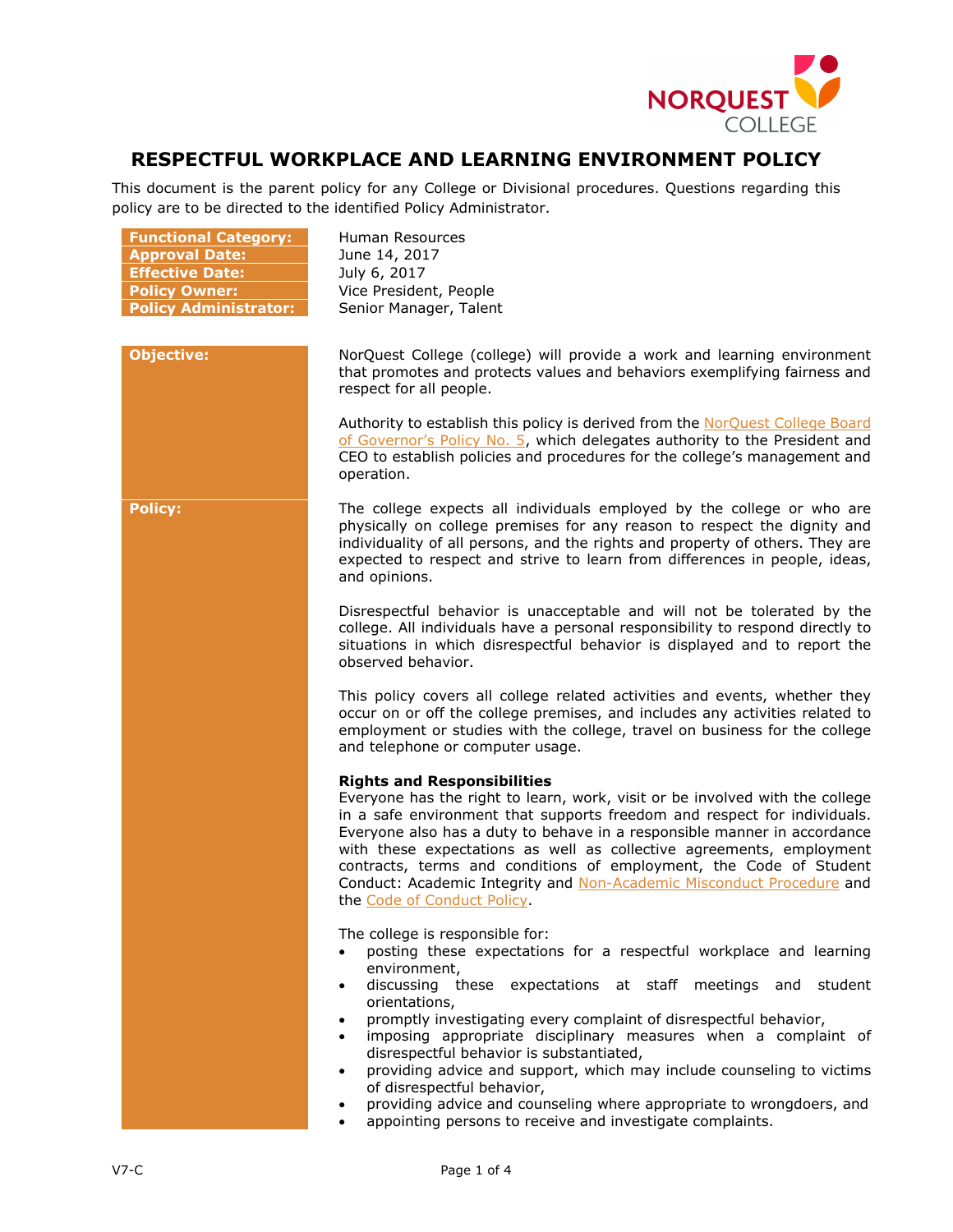# RESPECTFUL WORKPLACE AND LEARNING ENVIRONMENT POLICY

This document is the parent policy for any College or Divisional procedures. Questions regarding this policy are to be directed to the identified Policy Administrator.

| | |
|---|---|
| **Functional Category:** | Human Resources |
| **Approval Date:** | June 14, 2017 |
| **Effective Date:** | July 6, 2017 |
| **Policy Owner:** | Vice President, People |
| **Policy Administrator:** | Senior Manager, Talent |

## Objective:

NorQuest College (college) will provide a work and learning environment that promotes and protects values and behaviors exemplifying fairness and respect for all people.

Authority to establish this policy is derived from the NorQuest College Board of Governor's Policy No. 5, which delegates authority to the President and CEO to establish policies and procedures for the college's management and operation.

## Policy:

The college expects all individuals employed by the college or who are physically on college premises for any reason to respect the dignity and individuality of all persons, and the rights and property of others. They are expected to respect and strive to learn from differences in people, ideas, and opinions.

Disrespectful behavior is unacceptable and will not be tolerated by the college. All individuals have a personal responsibility to respond directly to situations in which disrespectful behavior is displayed and to report the observed behavior.

This policy covers all college related activities and events, whether they occur on or off the college premises, and includes any activities related to employment or studies with the college, travel on business for the college and telephone or computer usage.

**Rights and Responsibilities**

Everyone has the right to learn, work, visit or be involved with the college in a safe environment that supports freedom and respect for individuals. Everyone also has a duty to behave in a responsible manner in accordance with these expectations as well as collective agreements, employment contracts, terms and conditions of employment, the Code of Student Conduct: Academic Integrity and Non-Academic Misconduct Procedure and the Code of Conduct Policy.

The college is responsible for:

- posting these expectations for a respectful workplace and learning environment,
- discussing these expectations at staff meetings and student orientations,
- promptly investigating every complaint of disrespectful behavior,
- imposing appropriate disciplinary measures when a complaint of disrespectful behavior is substantiated,
- providing advice and support, which may include counseling to victims of disrespectful behavior,
- providing advice and counseling where appropriate to wrongdoers, and
- appointing persons to receive and investigate complaints.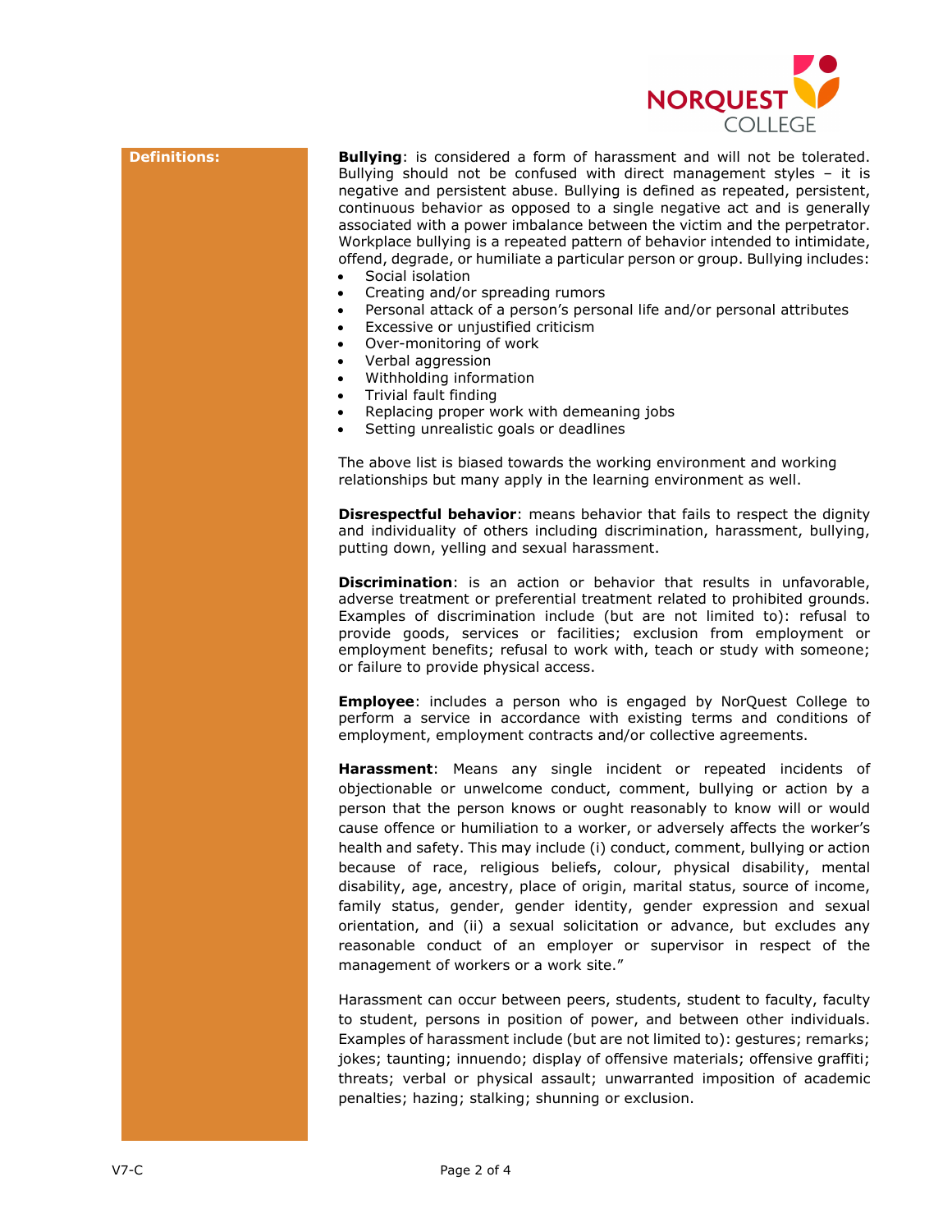**Definitions:**

**Bullying**: is considered a form of harassment and will not be tolerated. Bullying should not be confused with direct management styles – it is negative and persistent abuse. Bullying is defined as repeated, persistent, continuous behavior as opposed to a single negative act and is generally associated with a power imbalance between the victim and the perpetrator. Workplace bullying is a repeated pattern of behavior intended to intimidate, offend, degrade, or humiliate a particular person or group. Bullying includes:

- Social isolation
- Creating and/or spreading rumors
- Personal attack of a person's personal life and/or personal attributes
- Excessive or unjustified criticism
- Over-monitoring of work
- Verbal aggression
- Withholding information
- Trivial fault finding
- Replacing proper work with demeaning jobs
- Setting unrealistic goals or deadlines

The above list is biased towards the working environment and working relationships but many apply in the learning environment as well.

**Disrespectful behavior**: means behavior that fails to respect the dignity and individuality of others including discrimination, harassment, bullying, putting down, yelling and sexual harassment.

**Discrimination**: is an action or behavior that results in unfavorable, adverse treatment or preferential treatment related to prohibited grounds. Examples of discrimination include (but are not limited to): refusal to provide goods, services or facilities; exclusion from employment or employment benefits; refusal to work with, teach or study with someone; or failure to provide physical access.

**Employee**: includes a person who is engaged by NorQuest College to perform a service in accordance with existing terms and conditions of employment, employment contracts and/or collective agreements.

**Harassment**: Means any single incident or repeated incidents of objectionable or unwelcome conduct, comment, bullying or action by a person that the person knows or ought reasonably to know will or would cause offence or humiliation to a worker, or adversely affects the worker's health and safety. This may include (i) conduct, comment, bullying or action because of race, religious beliefs, colour, physical disability, mental disability, age, ancestry, place of origin, marital status, source of income, family status, gender, gender identity, gender expression and sexual orientation, and (ii) a sexual solicitation or advance, but excludes any reasonable conduct of an employer or supervisor in respect of the management of workers or a work site."

Harassment can occur between peers, students, student to faculty, faculty to student, persons in position of power, and between other individuals. Examples of harassment include (but are not limited to): gestures; remarks; jokes; taunting; innuendo; display of offensive materials; offensive graffiti; threats; verbal or physical assault; unwarranted imposition of academic penalties; hazing; stalking; shunning or exclusion.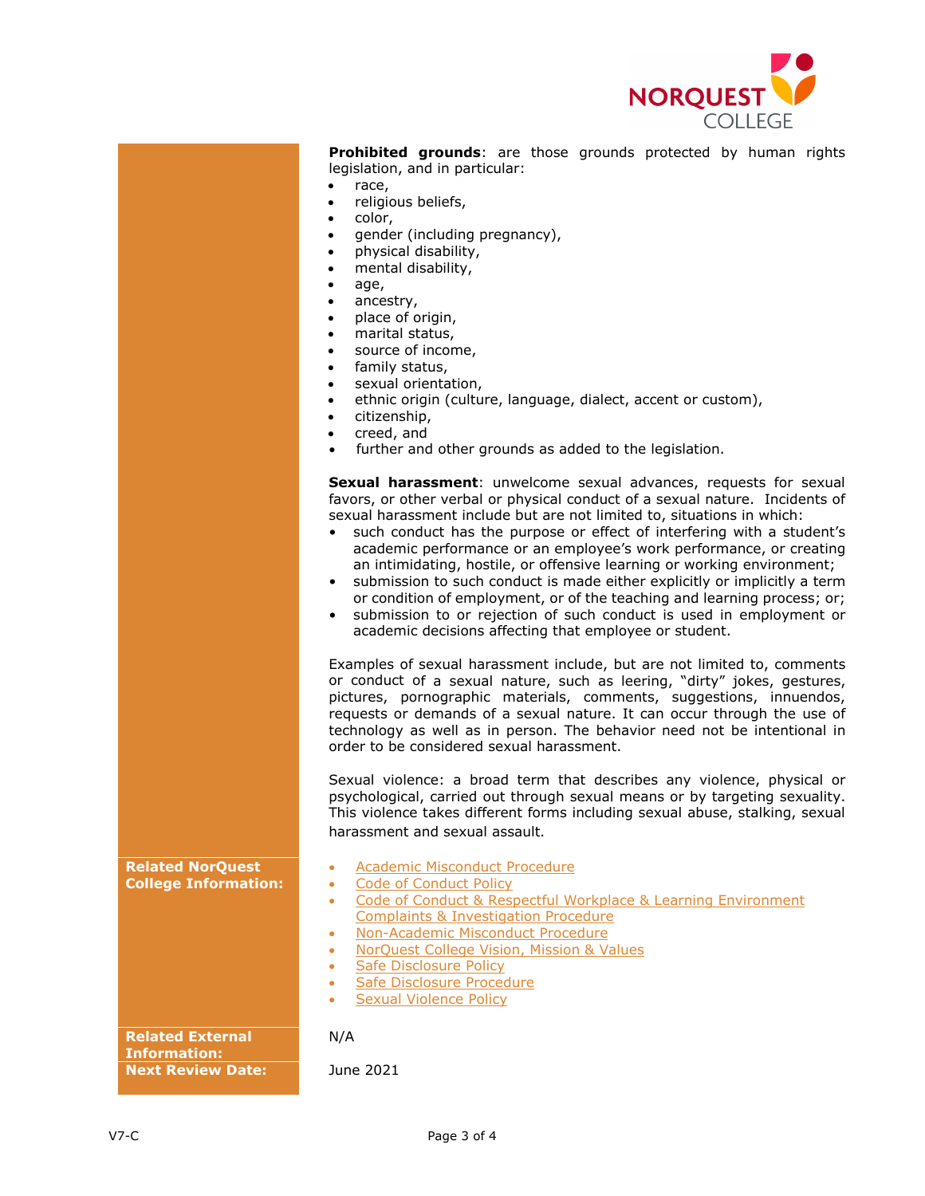**Prohibited grounds**: are those grounds protected by human rights legislation, and in particular:

- race,
- religious beliefs,
- color,
- gender (including pregnancy),
- physical disability,
- mental disability,
- age,
- ancestry,
- place of origin,
- marital status,
- source of income,
- family status,
- sexual orientation,
- ethnic origin (culture, language, dialect, accent or custom),
- citizenship,
- creed, and
- further and other grounds as added to the legislation.

**Sexual harassment**: unwelcome sexual advances, requests for sexual favors, or other verbal or physical conduct of a sexual nature. Incidents of sexual harassment include but are not limited to, situations in which:

- such conduct has the purpose or effect of interfering with a student's academic performance or an employee's work performance, or creating an intimidating, hostile, or offensive learning or working environment;
- submission to such conduct is made either explicitly or implicitly a term or condition of employment, or of the teaching and learning process; or;
- submission to or rejection of such conduct is used in employment or academic decisions affecting that employee or student.

Examples of sexual harassment include, but are not limited to, comments or conduct of a sexual nature, such as leering, "dirty" jokes, gestures, pictures, pornographic materials, comments, suggestions, innuendos, requests or demands of a sexual nature. It can occur through the use of technology as well as in person. The behavior need not be intentional in order to be considered sexual harassment.

Sexual violence: a broad term that describes any violence, physical or psychological, carried out through sexual means or by targeting sexuality. This violence takes different forms including sexual abuse, stalking, sexual harassment and sexual assault.

| | |
|---|---|
| **Related NorQuest College Information:** | <ul><li>Academic Misconduct Procedure</li><li>Code of Conduct Policy</li><li>Code of Conduct & Respectful Workplace & Learning Environment Complaints & Investigation Procedure</li><li>Non-Academic Misconduct Procedure</li><li>NorQuest College Vision, Mission & Values</li><li>Safe Disclosure Policy</li><li>Safe Disclosure Procedure</li><li>Sexual Violence Policy</li></ul> |
| **Related External Information:** | N/A |
| **Next Review Date:** | June 2021 |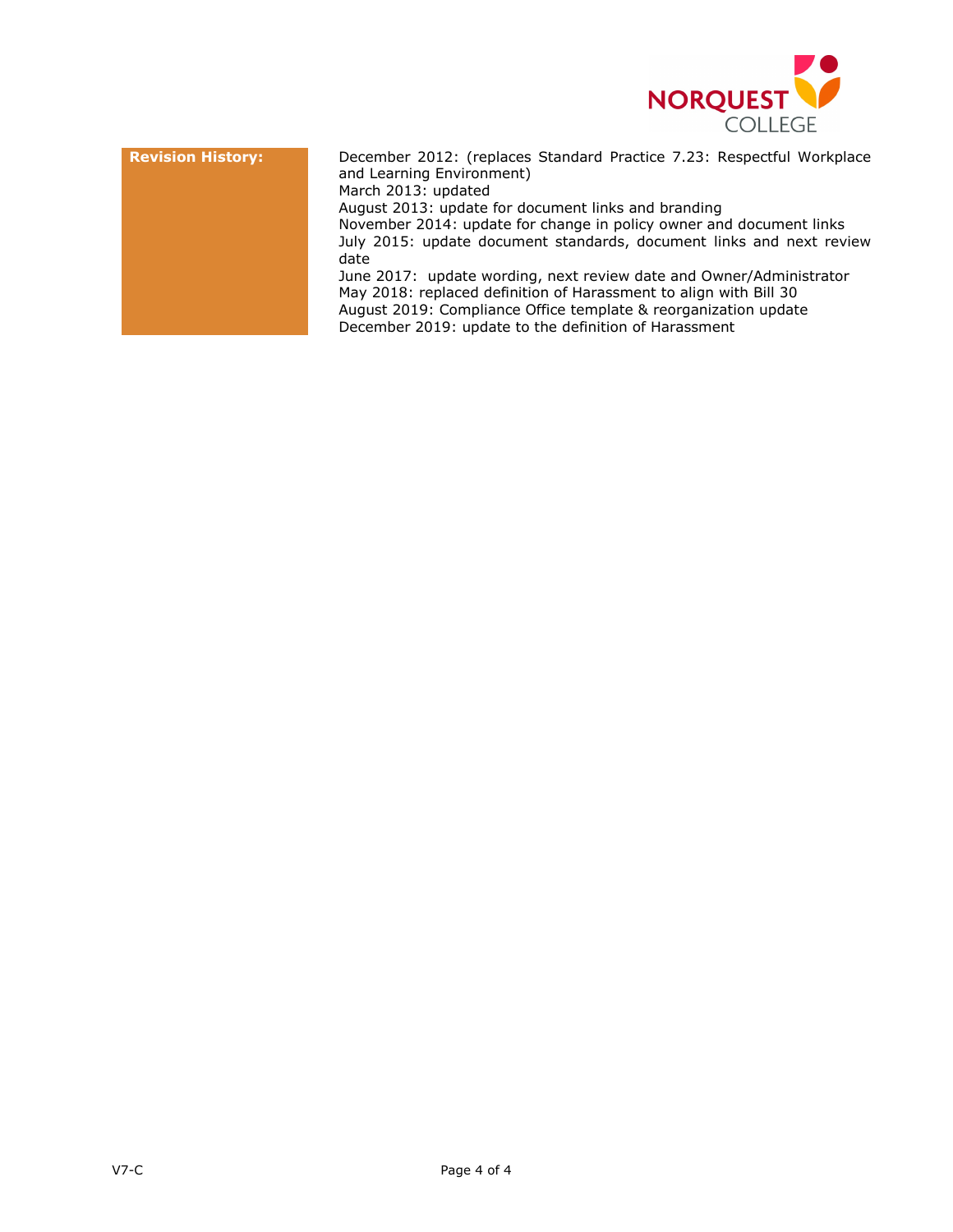| | |
|---|---|
| **Revision History:** | December 2012: (replaces Standard Practice 7.23: Respectful Workplace and Learning Environment)<br>March 2013: updated<br>August 2013: update for document links and branding<br>November 2014: update for change in policy owner and document links<br>July 2015: update document standards, document links and next review date<br>June 2017: update wording, next review date and Owner/Administrator<br>May 2018: replaced definition of Harassment to align with Bill 30<br>August 2019: Compliance Office template & reorganization update<br>December 2019: update to the definition of Harassment |